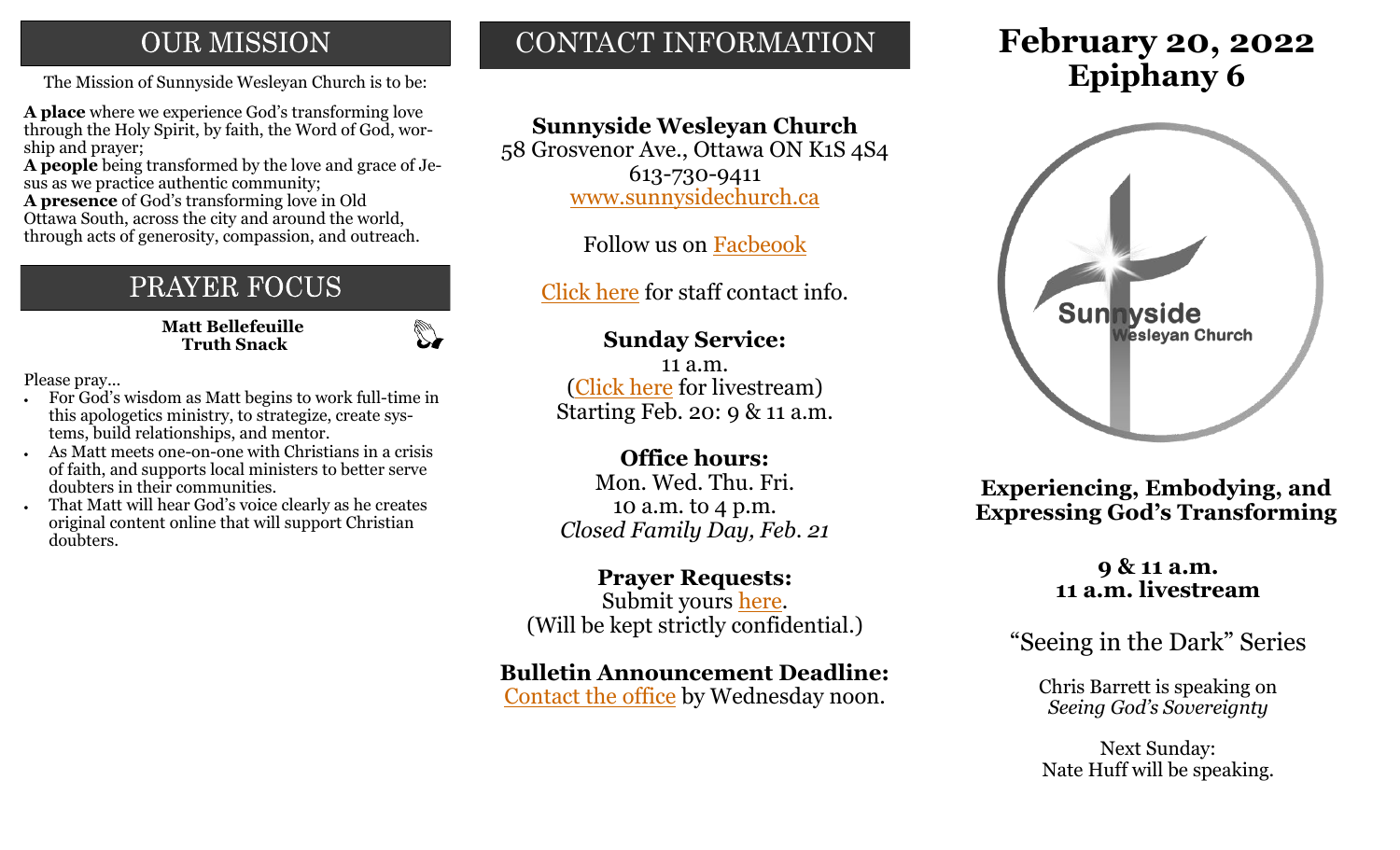## OUR MISSION

The Mission of Sunnyside Wesleyan Church is to be:

**A place** where we experience God's transforming love through the Holy Spirit, by faith, the Word of God, worship and prayer;
**A people** being transformed by the love and grace of Jesus as we practice authentic community;
**A presence** of God's transforming love in Old Ottawa South, across the city and around the world, through acts of generosity, compassion, and outreach.

## PRAYER FOCUS

**Matt Bellefeuille**
**Truth Snack**

Please pray...

- For God's wisdom as Matt begins to work full-time in this apologetics ministry, to strategize, create systems, build relationships, and mentor.
- As Matt meets one-on-one with Christians in a crisis of faith, and supports local ministers to better serve doubters in their communities.
- That Matt will hear God's voice clearly as he creates original content online that will support Christian doubters.

## CONTACT INFORMATION

**Sunnyside Wesleyan Church**
58 Grosvenor Ave., Ottawa ON K1S 4S4
613-730-9411
www.sunnysidechurch.ca

Follow us on Facbeook

Click here for staff contact info.

**Sunday Service:**
11 a.m.
(Click here for livestream)
Starting Feb. 20: 9 & 11 a.m.

**Office hours:**
Mon. Wed. Thu. Fri.
10 a.m. to 4 p.m.
*Closed Family Day, Feb. 21*

**Prayer Requests:**
Submit yours here.
(Will be kept strictly confidential.)

**Bulletin Announcement Deadline:**
Contact the office by Wednesday noon.

# February 20, 2022
# Epiphany 6

Sunnyside Wesleyan Church

**Experiencing, Embodying, and Expressing God's Transforming**

**9 & 11 a.m.**
**11 a.m. livestream**

"Seeing in the Dark" Series

Chris Barrett is speaking on
*Seeing God's Sovereignty*

Next Sunday:
Nate Huff will be speaking.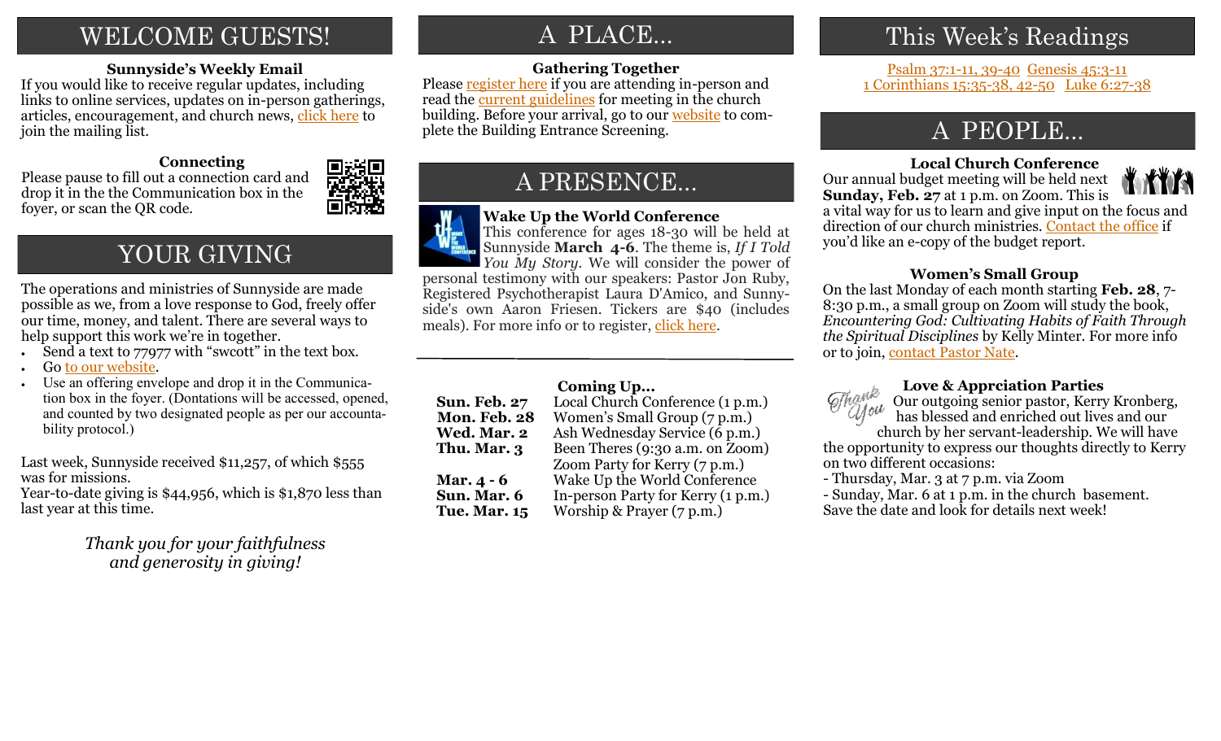# WELCOME GUESTS!

**Sunnyside's Weekly Email**

If you would like to receive regular updates, including links to online services, updates on in-person gatherings, articles, encouragement, and church news, click here to join the mailing list.

**Connecting**

Please pause to fill out a connection card and drop it in the the Communication box in the foyer, or scan the QR code.

# YOUR GIVING

The operations and ministries of Sunnyside are made possible as we, from a love response to God, freely offer our time, money, and talent. There are several ways to help support this work we're in together.

- Send a text to 77977 with "swcott" in the text box.
- Go to our website.
- Use an offering envelope and drop it in the Communication box in the foyer. (Dontations will be accessed, opened, and counted by two designated people as per our accountability protocol.)

Last week, Sunnyside received $11,257, of which $555 was for missions.

Year-to-date giving is $44,956, which is $1,870 less than last year at this time.

*Thank you for your faithfulness and generosity in giving!*

# A PLACE...

**Gathering Together**

Please register here if you are attending in-person and read the current guidelines for meeting in the church building. Before your arrival, go to our website to complete the Building Entrance Screening.

# A PRESENCE...

**Wake Up the World Conference**

This conference for ages 18-30 will be held at Sunnyside **March 4-6**. The theme is, *If I Told You My Story*. We will consider the power of personal testimony with our speakers: Pastor Jon Ruby, Registered Psychotherapist Laura D'Amico, and Sunnyside's own Aaron Friesen. Tickers are $40 (includes meals). For more info or to register, click here.

**Coming Up...**

| | |
|---|---|
| **Sun. Feb. 27** | Local Church Conference (1 p.m.) |
| **Mon. Feb. 28** | Women's Small Group (7 p.m.) |
| **Wed. Mar. 2** | Ash Wednesday Service (6 p.m.) |
| **Thu. Mar. 3** | Been Theres (9:30 a.m. on Zoom)<br>Zoom Party for Kerry (7 p.m.) |
| **Mar. 4 - 6** | Wake Up the World Conference |
| **Sun. Mar. 6** | In-person Party for Kerry (1 p.m.) |
| **Tue. Mar. 15** | Worship & Prayer (7 p.m.) |

# This Week's Readings

Psalm 37:1-11, 39-40  Genesis 45:3-11
1 Corinthians 15:35-38, 42-50  Luke 6:27-38

# A PEOPLE...

**Local Church Conference**

Our annual budget meeting will be held next **Sunday, Feb. 27** at 1 p.m. on Zoom. This is a vital way for us to learn and give input on the focus and direction of our church ministries. Contact the office if you'd like an e-copy of the budget report.

**Women's Small Group**

On the last Monday of each month starting **Feb. 28**, 7-8:30 p.m., a small group on Zoom will study the book, *Encountering God: Cultivating Habits of Faith Through the Spiritual Disciplines* by Kelly Minter. For more info or to join, contact Pastor Nate.

**Love & Apprciation Parties**

Our outgoing senior pastor, Kerry Kronberg, has blessed and enriched out lives and our church by her servant-leadership. We will have the opportunity to express our thoughts directly to Kerry on two different occasions:

- Thursday, Mar. 3 at 7 p.m. via Zoom
- Sunday, Mar. 6 at 1 p.m. in the church basement.

Save the date and look for details next week!